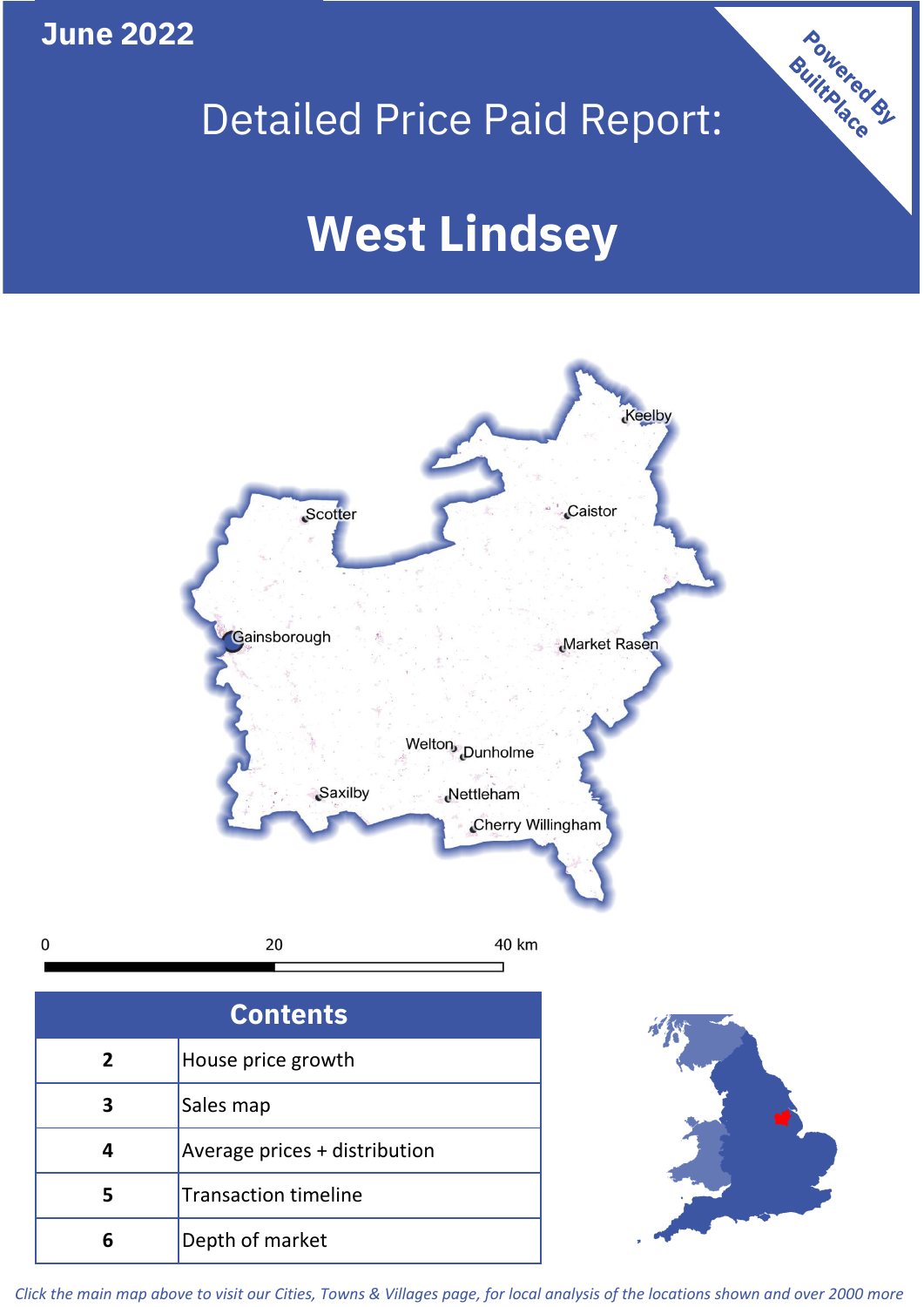June 2022

# Detailed Price Paid Report:

# West Lindsey

Powered By BuiltPlace

| Contents | |
|---|---|
| 2 | House price growth |
| 3 | Sales map |
| 4 | Average prices + distribution |
| 5 | Transaction timeline |
| 6 | Depth of market |

*Click the main map above to visit our Cities, Towns & Villages page, for local analysis of the locations shown and over 2000 more*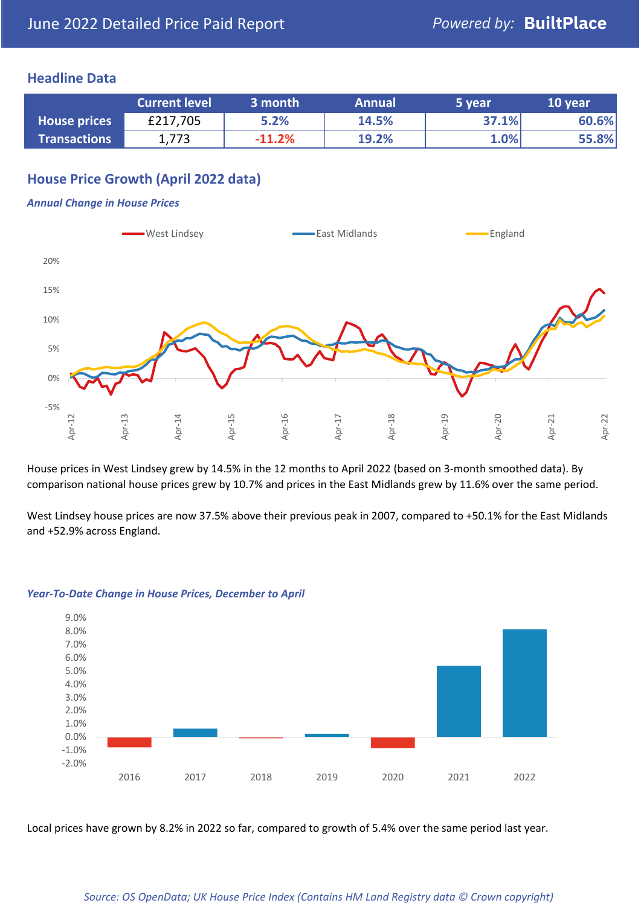# June 2022 Detailed Price Paid Report

*Powered by:* **BuiltPlace**

## Headline Data

| | Current level | 3 month | Annual | 5 year | 10 year |
|---|---|---|---|---|---|
| **House prices** | £217,705 | 5.2% | 14.5% | 37.1% | 60.6% |
| **Transactions** | 1,773 | -11.2% | 19.2% | 1.0% | 55.8% |

## House Price Growth (April 2022 data)

### *Annual Change in House Prices*

House prices in West Lindsey grew by 14.5% in the 12 months to April 2022 (based on 3-month smoothed data). By comparison national house prices grew by 10.7% and prices in the East Midlands grew by 11.6% over the same period.

West Lindsey house prices are now 37.5% above their previous peak in 2007, compared to +50.1% for the East Midlands and +52.9% across England.

### *Year-To-Date Change in House Prices, December to April*

Local prices have grown by 8.2% in 2022 so far, compared to growth of 5.4% over the same period last year.

*Source: OS OpenData; UK House Price Index (Contains HM Land Registry data © Crown copyright)*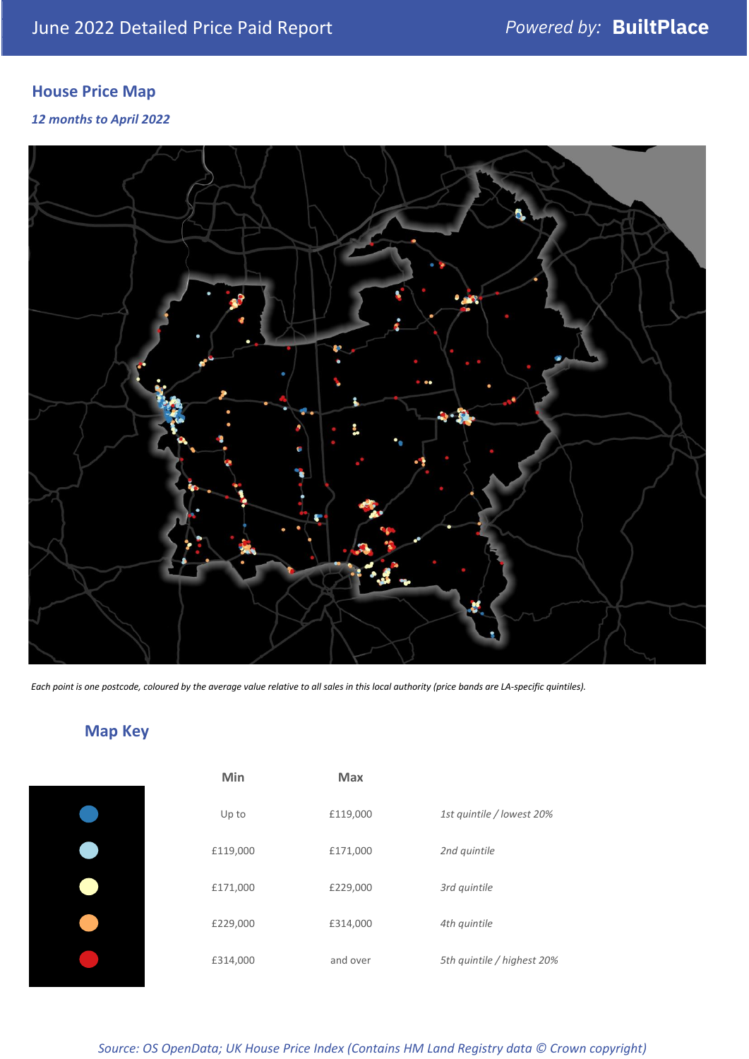June 2022 Detailed Price Paid Report

*Powered by:* **BuiltPlace**

## House Price Map

***12 months to April 2022***

*Each point is one postcode, coloured by the average value relative to all sales in this local authority (price bands are LA-specific quintiles).*

## Map Key

| | Min | Max | |
|---|---|---|---|
| (dark blue) | Up to | £119,000 | *1st quintile / lowest 20%* |
| (light blue) | £119,000 | £171,000 | *2nd quintile* |
| (pale yellow) | £171,000 | £229,000 | *3rd quintile* |
| (orange) | £229,000 | £314,000 | *4th quintile* |
| (red) | £314,000 | and over | *5th quintile / highest 20%* |

*Source: OS OpenData; UK House Price Index (Contains HM Land Registry data © Crown copyright)*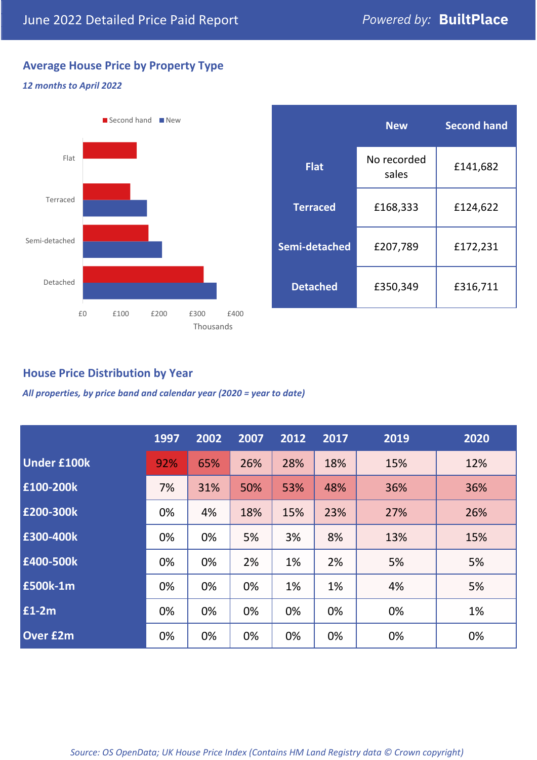June 2022 Detailed Price Paid Report

Powered by: **BuiltPlace**

## Average House Price by Property Type

*12 months to April 2022*

| | New | Second hand |
|---|---|---|
| **Flat** | No recorded sales | £141,682 |
| **Terraced** | £168,333 | £124,622 |
| **Semi-detached** | £207,789 | £172,231 |
| **Detached** | £350,349 | £316,711 |

## House Price Distribution by Year

*All properties, by price band and calendar year (2020 = year to date)*

| | 1997 | 2002 | 2007 | 2012 | 2017 | 2019 | 2020 |
|---|---|---|---|---|---|---|---|
| **Under £100k** | 92% | 65% | 26% | 28% | 18% | 15% | 12% |
| **£100-200k** | 7% | 31% | 50% | 53% | 48% | 36% | 36% |
| **£200-300k** | 0% | 4% | 18% | 15% | 23% | 27% | 26% |
| **£300-400k** | 0% | 0% | 5% | 3% | 8% | 13% | 15% |
| **£400-500k** | 0% | 0% | 2% | 1% | 2% | 5% | 5% |
| **£500k-1m** | 0% | 0% | 0% | 1% | 1% | 4% | 5% |
| **£1-2m** | 0% | 0% | 0% | 0% | 0% | 0% | 1% |
| **Over £2m** | 0% | 0% | 0% | 0% | 0% | 0% | 0% |

*Source: OS OpenData; UK House Price Index (Contains HM Land Registry data © Crown copyright)*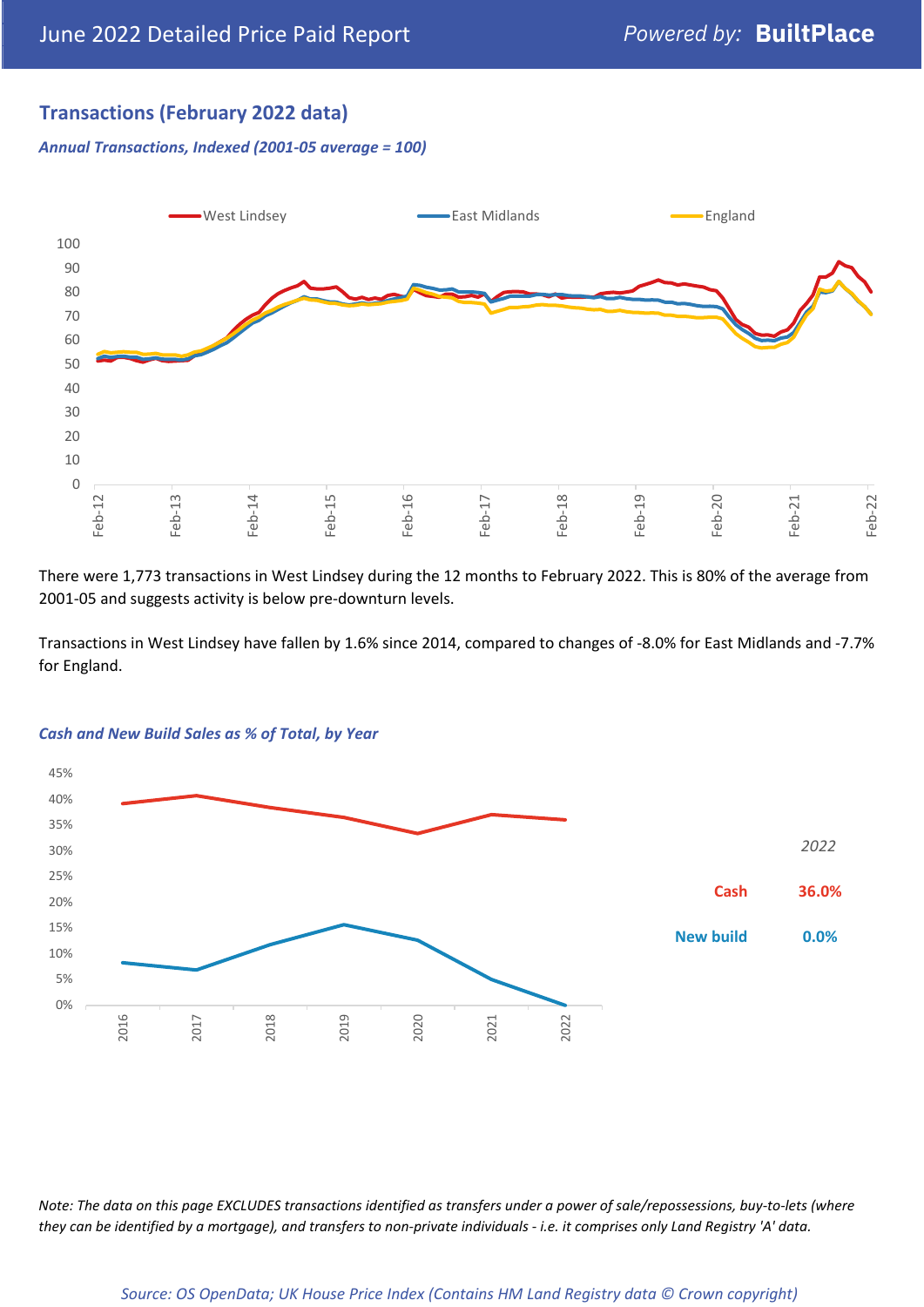## Transactions (February 2022 data)

*Annual Transactions, Indexed (2001-05 average = 100)*

There were 1,773 transactions in West Lindsey during the 12 months to February 2022. This is 80% of the average from 2001-05 and suggests activity is below pre-downturn levels.

Transactions in West Lindsey have fallen by 1.6% since 2014, compared to changes of -8.0% for East Midlands and -7.7% for England.

*Cash and New Build Sales as % of Total, by Year*

| 2022 | |
|---|---|
| Cash | 36.0% |
| New build | 0.0% |

*Note: The data on this page EXCLUDES transactions identified as transfers under a power of sale/repossessions, buy-to-lets (where they can be identified by a mortgage), and transfers to non-private individuals - i.e. it comprises only Land Registry 'A' data.*

*Source: OS OpenData; UK House Price Index (Contains HM Land Registry data © Crown copyright)*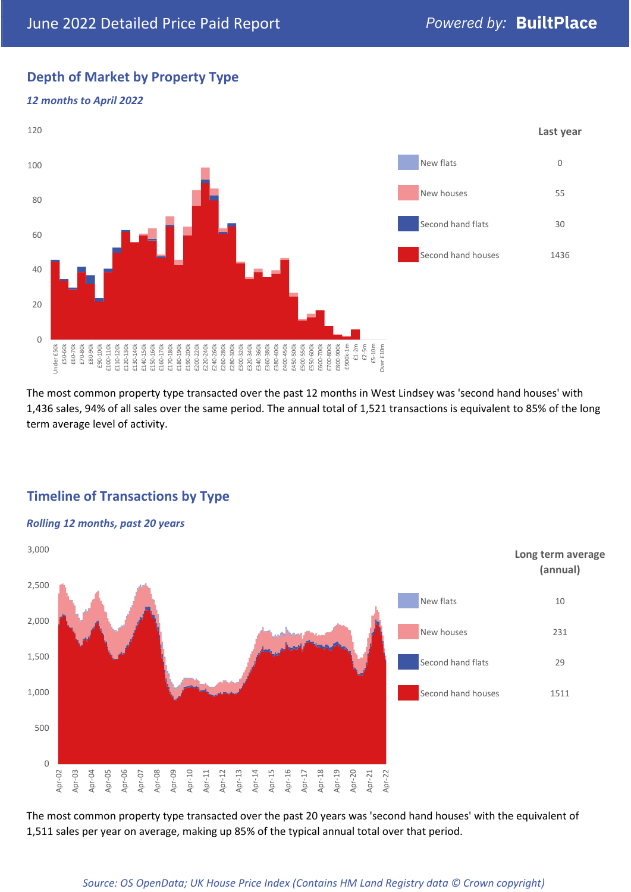June 2022 Detailed Price Paid Report

*Powered by:* **BuiltPlace**

## Depth of Market by Property Type

***12 months to April 2022***

120
100
80
60
40
20
0

Under £50k, £50-60k, £60-70k, £70-80k, £80-90k, £90-100k, £100-110k, £110-120k, £120-130k, £130-140k, £140-150k, £150-160k, £160-170k, £170-180k, £180-190k, £190-200k, £200-220k, £220-240k, £240-260k, £260-280k, £280-300k, £300-320k, £320-340k, £340-360k, £360-380k, £380-400k, £400-450k, £450-500k, £500-550k, £550-600k, £600-700k, £700-800k, £800-900k, £900k-1m, £1-2m, £2-5m, £5-10m, Over £10m

**Last year**

New flats 0
New houses 55
Second hand flats 30
Second hand houses 1436

The most common property type transacted over the past 12 months in West Lindsey was 'second hand houses' with 1,436 sales, 94% of all sales over the same period. The annual total of 1,521 transactions is equivalent to 85% of the long term average level of activity.

## Timeline of Transactions by Type

***Rolling 12 months, past 20 years***

3,000
2,500
2,000
1,500
1,000
500
0

Apr-02, Apr-03, Apr-04, Apr-05, Apr-06, Apr-07, Apr-08, Apr-09, Apr-10, Apr-11, Apr-12, Apr-13, Apr-14, Apr-15, Apr-16, Apr-17, Apr-18, Apr-19, Apr-20, Apr-21, Apr-22

**Long term average (annual)**

New flats 10
New houses 231
Second hand flats 29
Second hand houses 1511

The most common property type transacted over the past 20 years was 'second hand houses' with the equivalent of 1,511 sales per year on average, making up 85% of the typical annual total over that period.

*Source: OS OpenData; UK House Price Index (Contains HM Land Registry data © Crown copyright)*